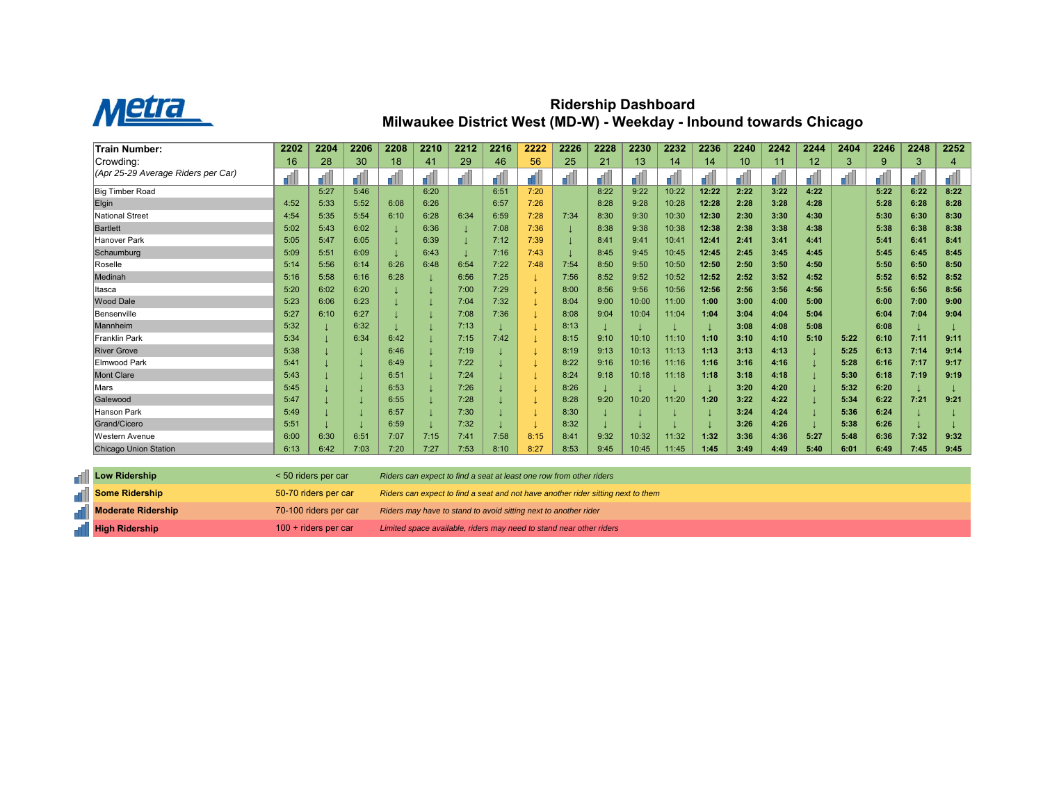# Metra

## Ridership Dashboard
## Milwaukee District West (MD-W) - Weekday - Inbound towards Chicago

| Train Number: | 2202 | 2204 | 2206 | 2208 | 2210 | 2212 | 2216 | 2222 | 2226 | 2228 | 2230 | 2232 | 2236 | 2240 | 2242 | 2244 | 2404 | 2246 | 2248 | 2252 |
|---|---|---|---|---|---|---|---|---|---|---|---|---|---|---|---|---|---|---|---|---|
| Crowding: (Apr 25-29 Average Riders per Car) | 16 | 28 | 30 | 18 | 41 | 29 | 46 | 56 | 25 | 21 | 13 | 14 | 14 | 10 | 11 | 12 | 3 | 9 | 3 | 4 |
| Big Timber Road | | 5:27 | 5:46 | | 6:20 | | 6:51 | 7:20 | | 8:22 | 9:22 | 10:22 | 12:22 | 2:22 | 3:22 | 4:22 | | 5:22 | 6:22 | 8:22 |
| Elgin | 4:52 | 5:33 | 5:52 | 6:08 | 6:26 | | 6:57 | 7:26 | | 8:28 | 9:28 | 10:28 | 12:28 | 2:28 | 3:28 | 4:28 | | 5:28 | 6:28 | 8:28 |
| National Street | 4:54 | 5:35 | 5:54 | 6:10 | 6:28 | 6:34 | 6:59 | 7:28 | 7:34 | 8:30 | 9:30 | 10:30 | 12:30 | 2:30 | 3:30 | 4:30 | | 5:30 | 6:30 | 8:30 |
| Bartlett | 5:02 | 5:43 | 6:02 | ↓ | 6:36 | ↓ | 7:08 | 7:36 | ↓ | 8:38 | 9:38 | 10:38 | 12:38 | 2:38 | 3:38 | 4:38 | | 5:38 | 6:38 | 8:38 |
| Hanover Park | 5:05 | 5:47 | 6:05 | ↓ | 6:39 | ↓ | 7:12 | 7:39 | ↓ | 8:41 | 9:41 | 10:41 | 12:41 | 2:41 | 3:41 | 4:41 | | 5:41 | 6:41 | 8:41 |
| Schaumburg | 5:09 | 5:51 | 6:09 | ↓ | 6:43 | ↓ | 7:16 | 7:43 | ↓ | 8:45 | 9:45 | 10:45 | 12:45 | 2:45 | 3:45 | 4:45 | | 5:45 | 6:45 | 8:45 |
| Roselle | 5:14 | 5:56 | 6:14 | 6:26 | 6:48 | 6:54 | 7:22 | 7:48 | 7:54 | 8:50 | 9:50 | 10:50 | 12:50 | 2:50 | 3:50 | 4:50 | | 5:50 | 6:50 | 8:50 |
| Medinah | 5:16 | 5:58 | 6:16 | 6:28 | ↓ | 6:56 | 7:25 | ↓ | 7:56 | 8:52 | 9:52 | 10:52 | 12:52 | 2:52 | 3:52 | 4:52 | | 5:52 | 6:52 | 8:52 |
| Itasca | 5:20 | 6:02 | 6:20 | ↓ | ↓ | 7:00 | 7:29 | ↓ | 8:00 | 8:56 | 9:56 | 10:56 | 12:56 | 2:56 | 3:56 | 4:56 | | 5:56 | 6:56 | 8:56 |
| Wood Dale | 5:23 | 6:06 | 6:23 | ↓ | ↓ | 7:04 | 7:32 | ↓ | 8:04 | 9:00 | 10:00 | 11:00 | 1:00 | 3:00 | 4:00 | 5:00 | | 6:00 | 7:00 | 9:00 |
| Bensenville | 5:27 | 6:10 | 6:27 | ↓ | ↓ | 7:08 | 7:36 | ↓ | 8:08 | 9:04 | 10:04 | 11:04 | 1:04 | 3:04 | 4:04 | 5:04 | | 6:04 | 7:04 | 9:04 |
| Mannheim | 5:32 | ↓ | 6:32 | ↓ | ↓ | 7:13 | ↓ | ↓ | 8:13 | ↓ | ↓ | ↓ | ↓ | 3:08 | 4:08 | 5:08 | | 6:08 | ↓ | ↓ |
| Franklin Park | 5:34 | ↓ | 6:34 | 6:42 | ↓ | 7:15 | 7:42 | ↓ | 8:15 | 9:10 | 10:10 | 11:10 | 1:10 | 3:10 | 4:10 | 5:10 | 5:22 | 6:10 | 7:11 | 9:11 |
| River Grove | 5:38 | ↓ | ↓ | 6:46 | ↓ | 7:19 | ↓ | ↓ | 8:19 | 9:13 | 10:13 | 11:13 | 1:13 | 3:13 | 4:13 | ↓ | 5:25 | 6:13 | 7:14 | 9:14 |
| Elmwood Park | 5:41 | ↓ | ↓ | 6:49 | ↓ | 7:22 | ↓ | ↓ | 8:22 | 9:16 | 10:16 | 11:16 | 1:16 | 3:16 | 4:16 | ↓ | 5:28 | 6:16 | 7:17 | 9:17 |
| Mont Clare | 5:43 | ↓ | ↓ | 6:51 | ↓ | 7:24 | ↓ | ↓ | 8:24 | 9:18 | 10:18 | 11:18 | 1:18 | 3:18 | 4:18 | ↓ | 5:30 | 6:18 | 7:19 | 9:19 |
| Mars | 5:45 | ↓ | ↓ | 6:53 | ↓ | 7:26 | ↓ | ↓ | 8:26 | ↓ | ↓ | ↓ | ↓ | 3:20 | 4:20 | ↓ | 5:32 | 6:20 | ↓ | ↓ |
| Galewood | 5:47 | ↓ | ↓ | 6:55 | ↓ | 7:28 | ↓ | ↓ | 8:28 | 9:20 | 10:20 | 11:20 | 1:20 | 3:22 | 4:22 | ↓ | 5:34 | 6:22 | 7:21 | 9:21 |
| Hanson Park | 5:49 | ↓ | ↓ | 6:57 | ↓ | 7:30 | ↓ | ↓ | 8:30 | ↓ | ↓ | ↓ | ↓ | 3:24 | 4:24 | ↓ | 5:36 | 6:24 | ↓ | ↓ |
| Grand/Cicero | 5:51 | ↓ | ↓ | 6:59 | ↓ | 7:32 | ↓ | ↓ | 8:32 | ↓ | ↓ | ↓ | ↓ | 3:26 | 4:26 | ↓ | 5:38 | 6:26 | ↓ | ↓ |
| Western Avenue | 6:00 | 6:30 | 6:51 | 7:07 | 7:15 | 7:41 | 7:58 | 8:15 | 8:41 | 9:32 | 10:32 | 11:32 | 1:32 | 3:36 | 4:36 | 5:27 | 5:48 | 6:36 | 7:32 | 9:32 |
| Chicago Union Station | 6:13 | 6:42 | 7:03 | 7:20 | 7:27 | 7:53 | 8:10 | 8:27 | 8:53 | 9:45 | 10:45 | 11:45 | 1:45 | 3:49 | 4:49 | 5:40 | 6:01 | 6:49 | 7:45 | 9:45 |

| Ridership Level | Riders per Car | Description |
|---|---|---|
| **Low Ridership** | < 50 riders per car | *Riders can expect to find a seat at least one row from other riders* |
| **Some Ridership** | 50-70 riders per car | *Riders can expect to find a seat and not have another rider sitting next to them* |
| **Moderate Ridership** | 70-100 riders per car | *Riders may have to stand to avoid sitting next to another rider* |
| **High Ridership** | 100 + riders per car | *Limited space available, riders may need to stand near other riders* |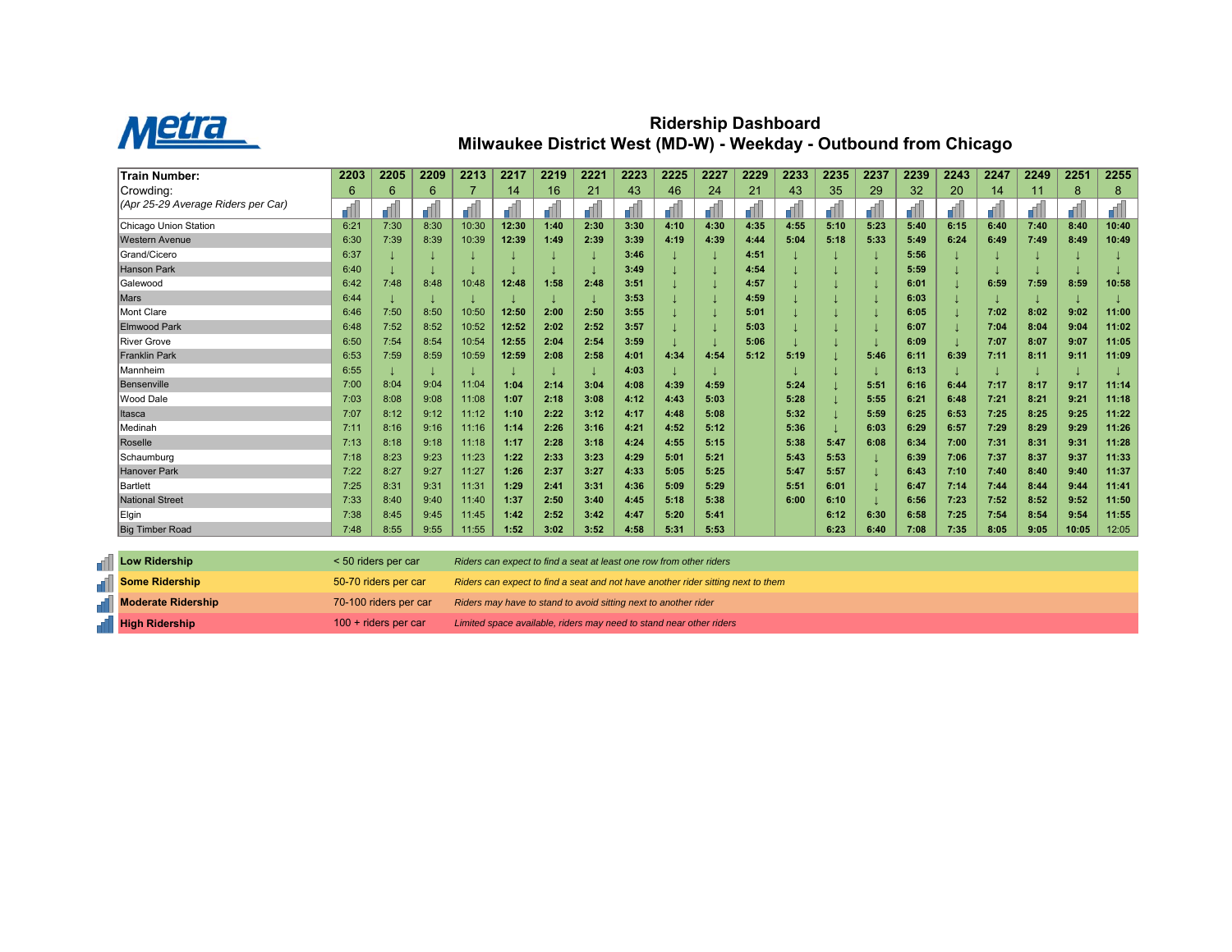# Ridership Dashboard
## Milwaukee District West (MD-W) - Weekday - Outbound from Chicago

| Train Number: | 2203 | 2205 | 2209 | 2213 | 2217 | 2219 | 2221 | 2223 | 2225 | 2227 | 2229 | 2233 | 2235 | 2237 | 2239 | 2243 | 2247 | 2249 | 2251 | 2255 |
|---|---|---|---|---|---|---|---|---|---|---|---|---|---|---|---|---|---|---|---|---|
| Crowding: *(Apr 25-29 Average Riders per Car)* | 6 | 6 | 6 | 7 | 14 | 16 | 21 | 43 | 46 | 24 | 21 | 43 | 35 | 29 | 32 | 20 | 14 | 11 | 8 | 8 |
| Chicago Union Station | 6:21 | 7:30 | 8:30 | 10:30 | 12:30 | 1:40 | 2:30 | 3:30 | 4:10 | 4:30 | 4:35 | 4:55 | 5:10 | 5:23 | 5:40 | 6:15 | 6:40 | 7:40 | 8:40 | 10:40 |
| Western Avenue | 6:30 | 7:39 | 8:39 | 10:39 | 12:39 | 1:49 | 2:39 | 3:39 | 4:19 | 4:39 | 4:44 | 5:04 | 5:18 | 5:33 | 5:49 | 6:24 | 6:49 | 7:49 | 8:49 | 10:49 |
| Grand/Cicero | 6:37 | ↓ | ↓ | ↓ | ↓ | ↓ | ↓ | 3:46 | ↓ | ↓ | 4:51 | ↓ | ↓ | ↓ | 5:56 | ↓ | ↓ | ↓ | ↓ | ↓ |
| Hanson Park | 6:40 | ↓ | ↓ | ↓ | ↓ | ↓ | ↓ | 3:49 | ↓ | ↓ | 4:54 | ↓ | ↓ | ↓ | 5:59 | ↓ | ↓ | ↓ | ↓ | ↓ |
| Galewood | 6:42 | 7:48 | 8:48 | 10:48 | 12:48 | 1:58 | 2:48 | 3:51 | ↓ | ↓ | 4:57 | ↓ | ↓ | ↓ | 6:01 | ↓ | 6:59 | 7:59 | 8:59 | 10:58 |
| Mars | 6:44 | ↓ | ↓ | ↓ | ↓ | ↓ | ↓ | 3:53 | ↓ | ↓ | 4:59 | ↓ | ↓ | ↓ | 6:03 | ↓ | ↓ | ↓ | ↓ | ↓ |
| Mont Clare | 6:46 | 7:50 | 8:50 | 10:50 | 12:50 | 2:00 | 2:50 | 3:55 | ↓ | ↓ | 5:01 | ↓ | ↓ | ↓ | 6:05 | ↓ | 7:02 | 8:02 | 9:02 | 11:00 |
| Elmwood Park | 6:48 | 7:52 | 8:52 | 10:52 | 12:52 | 2:02 | 2:52 | 3:57 | ↓ | ↓ | 5:03 | ↓ | ↓ | ↓ | 6:07 | ↓ | 7:04 | 8:04 | 9:04 | 11:02 |
| River Grove | 6:50 | 7:54 | 8:54 | 10:54 | 12:55 | 2:04 | 2:54 | 3:59 | ↓ | ↓ | 5:06 | ↓ | ↓ | ↓ | 6:09 | ↓ | 7:07 | 8:07 | 9:07 | 11:05 |
| Franklin Park | 6:53 | 7:59 | 8:59 | 10:59 | 12:59 | 2:08 | 2:58 | 4:01 | 4:34 | 4:54 | 5:12 | 5:19 | ↓ | 5:46 | 6:11 | 6:39 | 7:11 | 8:11 | 9:11 | 11:09 |
| Mannheim | 6:55 | ↓ | ↓ | ↓ | ↓ | ↓ | ↓ | 4:03 | ↓ | ↓ | | ↓ | ↓ | ↓ | 6:13 | ↓ | ↓ | ↓ | ↓ | ↓ |
| Bensenville | 7:00 | 8:04 | 9:04 | 11:04 | 1:04 | 2:14 | 3:04 | 4:08 | 4:39 | 4:59 | | 5:24 | ↓ | 5:51 | 6:16 | 6:44 | 7:17 | 8:17 | 9:17 | 11:14 |
| Wood Dale | 7:03 | 8:08 | 9:08 | 11:08 | 1:07 | 2:18 | 3:08 | 4:12 | 4:43 | 5:03 | | 5:28 | ↓ | 5:55 | 6:21 | 6:48 | 7:21 | 8:21 | 9:21 | 11:18 |
| Itasca | 7:07 | 8:12 | 9:12 | 11:12 | 1:10 | 2:22 | 3:12 | 4:17 | 4:48 | 5:08 | | 5:32 | ↓ | 5:59 | 6:25 | 6:53 | 7:25 | 8:25 | 9:25 | 11:22 |
| Medinah | 7:11 | 8:16 | 9:16 | 11:16 | 1:14 | 2:26 | 3:16 | 4:21 | 4:52 | 5:12 | | 5:36 | ↓ | 6:03 | 6:29 | 6:57 | 7:29 | 8:29 | 9:29 | 11:26 |
| Roselle | 7:13 | 8:18 | 9:18 | 11:18 | 1:17 | 2:28 | 3:18 | 4:24 | 4:55 | 5:15 | | 5:38 | 5:47 | 6:08 | 6:34 | 7:00 | 7:31 | 8:31 | 9:31 | 11:28 |
| Schaumburg | 7:18 | 8:23 | 9:23 | 11:23 | 1:22 | 2:33 | 3:23 | 4:29 | 5:01 | 5:21 | | 5:43 | 5:53 | ↓ | 6:39 | 7:06 | 7:37 | 8:37 | 9:37 | 11:33 |
| Hanover Park | 7:22 | 8:27 | 9:27 | 11:27 | 1:26 | 2:37 | 3:27 | 4:33 | 5:05 | 5:25 | | 5:47 | 5:57 | ↓ | 6:43 | 7:10 | 7:40 | 8:40 | 9:40 | 11:37 |
| Bartlett | 7:25 | 8:31 | 9:31 | 11:31 | 1:29 | 2:41 | 3:31 | 4:36 | 5:09 | 5:29 | | 5:51 | 6:01 | ↓ | 6:47 | 7:14 | 7:44 | 8:44 | 9:44 | 11:41 |
| National Street | 7:33 | 8:40 | 9:40 | 11:40 | 1:37 | 2:50 | 3:40 | 4:45 | 5:18 | 5:38 | | 6:00 | 6:10 | ↓ | 6:56 | 7:23 | 7:52 | 8:52 | 9:52 | 11:50 |
| Elgin | 7:38 | 8:45 | 9:45 | 11:45 | 1:42 | 2:52 | 3:42 | 4:47 | 5:20 | 5:41 | | | 6:12 | 6:30 | 6:58 | 7:25 | 7:54 | 8:54 | 9:54 | 11:55 |
| Big Timber Road | 7:48 | 8:55 | 9:55 | 11:55 | 1:52 | 3:02 | 3:52 | 4:58 | 5:31 | 5:53 | | | 6:23 | 6:40 | 7:08 | 7:35 | 8:05 | 9:05 | 10:05 | 12:05 |

| | | |
|---|---|---|
| **Low Ridership** | < 50 riders per car | *Riders can expect to find a seat at least one row from other riders* |
| **Some Ridership** | 50-70 riders per car | *Riders can expect to find a seat and not have another rider sitting next to them* |
| **Moderate Ridership** | 70-100 riders per car | *Riders may have to stand to avoid sitting next to another rider* |
| **High Ridership** | 100 + riders per car | *Limited space available, riders may need to stand near other riders* |